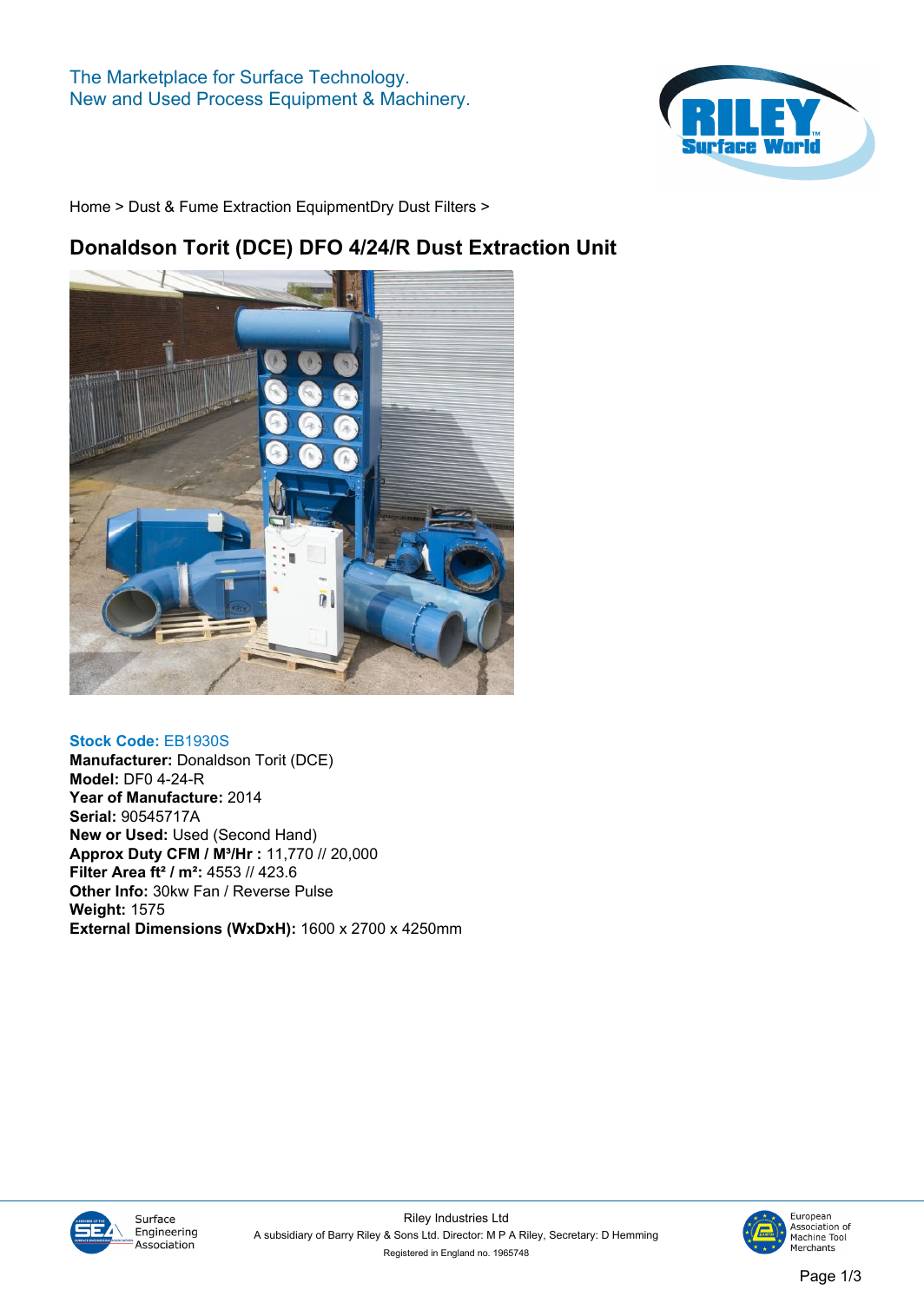The Marketplace for Surface Technology.
New and Used Process Equipment & Machinery.

Home > Dust & Fume Extraction EquipmentDry Dust Filters >

# Donaldson Torit (DCE) DFO 4/24/R Dust Extraction Unit

**Stock Code:** EB1930S
**Manufacturer:** Donaldson Torit (DCE)
**Model:** DF0 4-24-R
**Year of Manufacture:** 2014
**Serial:** 90545717A
**New or Used:** Used (Second Hand)
**Approx Duty CFM / M³/Hr :** 11,770 // 20,000
**Filter Area ft² / m²:** 4553 // 423.6
**Other Info:** 30kw Fan / Reverse Pulse
**Weight:** 1575
**External Dimensions (WxDxH):** 1600 x 2700 x 4250mm

Surface Engineering Association

Riley Industries Ltd
A subsidiary of Barry Riley & Sons Ltd. Director: M P A Riley, Secretary: D Hemming
Registered in England no. 1965748

European Association of Machine Tool Merchants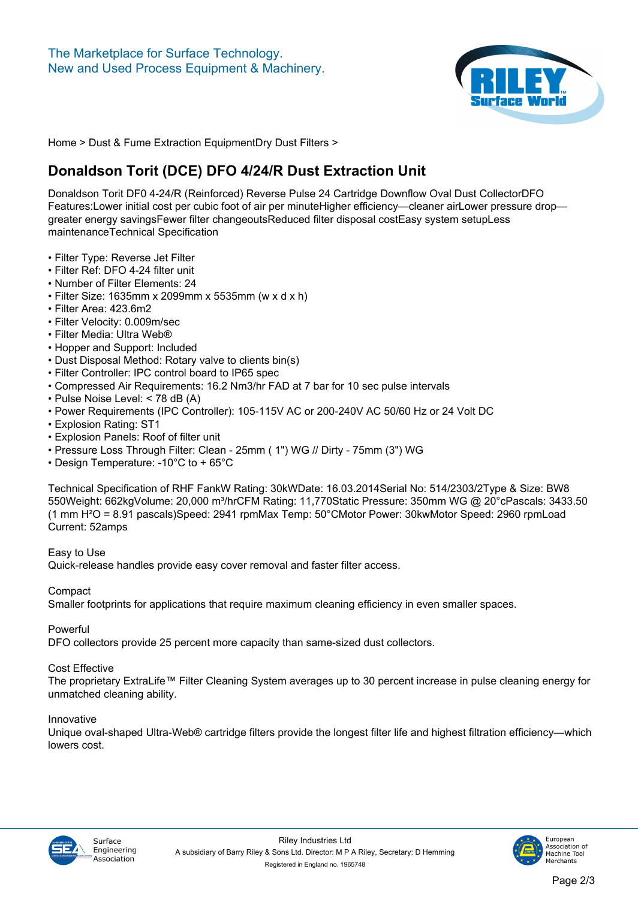Home > Dust & Fume Extraction EquipmentDry Dust Filters >

# Donaldson Torit (DCE) DFO 4/24/R Dust Extraction Unit

Donaldson Torit DF0 4-24/R (Reinforced) Reverse Pulse 24 Cartridge Downflow Oval Dust CollectorDFO Features:Lower initial cost per cubic foot of air per minuteHigher efficiency—cleaner airLower pressure drop—greater energy savingsFewer filter changeoutsReduced filter disposal costEasy system setupLess maintenanceTechnical Specification

- Filter Type: Reverse Jet Filter
- Filter Ref: DFO 4-24 filter unit
- Number of Filter Elements: 24
- Filter Size: 1635mm x 2099mm x 5535mm (w x d x h)
- Filter Area: 423.6m2
- Filter Velocity: 0.009m/sec
- Filter Media: Ultra Web®
- Hopper and Support: Included
- Dust Disposal Method: Rotary valve to clients bin(s)
- Filter Controller: IPC control board to IP65 spec
- Compressed Air Requirements: 16.2 Nm3/hr FAD at 7 bar for 10 sec pulse intervals
- Pulse Noise Level: < 78 dB (A)
- Power Requirements (IPC Controller): 105-115V AC or 200-240V AC 50/60 Hz or 24 Volt DC
- Explosion Rating: ST1
- Explosion Panels: Roof of filter unit
- Pressure Loss Through Filter: Clean - 25mm ( 1") WG // Dirty - 75mm (3") WG
- Design Temperature: -10°C to + 65°C

Technical Specification of RHF FankW Rating: 30kWDate: 16.03.2014Serial No: 514/2303/2Type & Size: BW8 550Weight: 662kgVolume: 20,000 m³/hrCFM Rating: 11,770Static Pressure: 350mm WG @ 20°cPascals: 3433.50 (1 mm H²O = 8.91 pascals)Speed: 2941 rpmMax Temp: 50°CMotor Power: 30kwMotor Speed: 2960 rpmLoad Current: 52amps

Easy to Use
Quick-release handles provide easy cover removal and faster filter access.

Compact
Smaller footprints for applications that require maximum cleaning efficiency in even smaller spaces.

Powerful
DFO collectors provide 25 percent more capacity than same-sized dust collectors.

Cost Effective
The proprietary ExtraLife™ Filter Cleaning System averages up to 30 percent increase in pulse cleaning energy for unmatched cleaning ability.

Innovative
Unique oval-shaped Ultra-Web® cartridge filters provide the longest filter life and highest filtration efficiency—which lowers cost.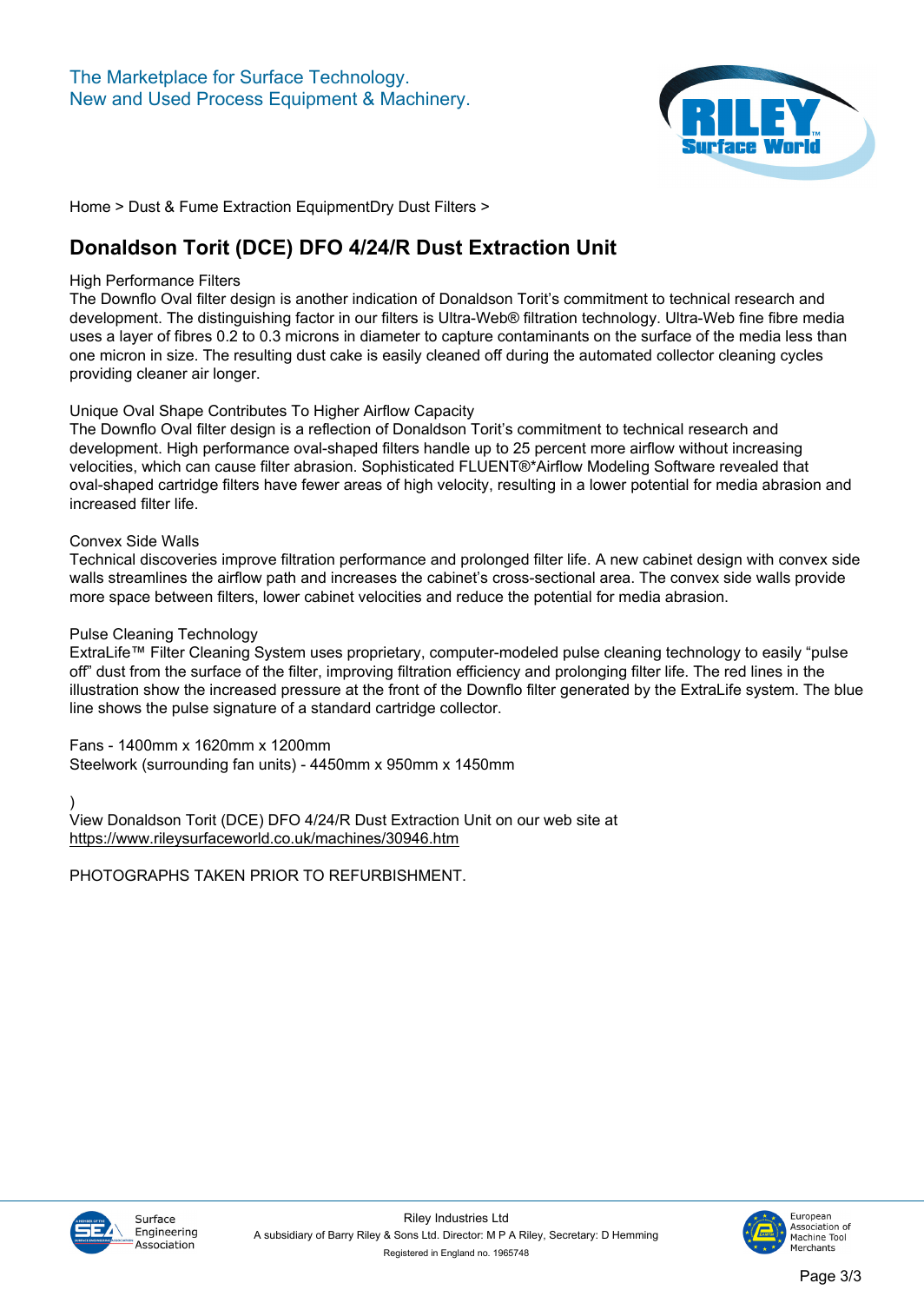The Marketplace for Surface Technology.
New and Used Process Equipment & Machinery.

Home > Dust & Fume Extraction EquipmentDry Dust Filters >

# Donaldson Torit (DCE) DFO 4/24/R Dust Extraction Unit

High Performance Filters
The Downflo Oval filter design is another indication of Donaldson Torit's commitment to technical research and development. The distinguishing factor in our filters is Ultra-Web® filtration technology. Ultra-Web fine fibre media uses a layer of fibres 0.2 to 0.3 microns in diameter to capture contaminants on the surface of the media less than one micron in size. The resulting dust cake is easily cleaned off during the automated collector cleaning cycles providing cleaner air longer.

Unique Oval Shape Contributes To Higher Airflow Capacity
The Downflo Oval filter design is a reflection of Donaldson Torit's commitment to technical research and development. High performance oval-shaped filters handle up to 25 percent more airflow without increasing velocities, which can cause filter abrasion. Sophisticated FLUENT®*Airflow Modeling Software revealed that oval-shaped cartridge filters have fewer areas of high velocity, resulting in a lower potential for media abrasion and increased filter life.

Convex Side Walls
Technical discoveries improve filtration performance and prolonged filter life. A new cabinet design with convex side walls streamlines the airflow path and increases the cabinet's cross-sectional area. The convex side walls provide more space between filters, lower cabinet velocities and reduce the potential for media abrasion.

Pulse Cleaning Technology
ExtraLife™ Filter Cleaning System uses proprietary, computer-modeled pulse cleaning technology to easily "pulse off" dust from the surface of the filter, improving filtration efficiency and prolonging filter life. The red lines in the illustration show the increased pressure at the front of the Downflo filter generated by the ExtraLife system. The blue line shows the pulse signature of a standard cartridge collector.

Fans - 1400mm x 1620mm x 1200mm
Steelwork (surrounding fan units) - 4450mm x 950mm x 1450mm

)
View Donaldson Torit (DCE) DFO 4/24/R Dust Extraction Unit on our web site at
https://www.rileysurfaceworld.co.uk/machines/30946.htm

PHOTOGRAPHS TAKEN PRIOR TO REFURBISHMENT.

Surface Engineering Association

Riley Industries Ltd
A subsidiary of Barry Riley & Sons Ltd. Director: M P A Riley, Secretary: D Hemming
Registered in England no. 1965748

European Association of Machine Tool Merchants